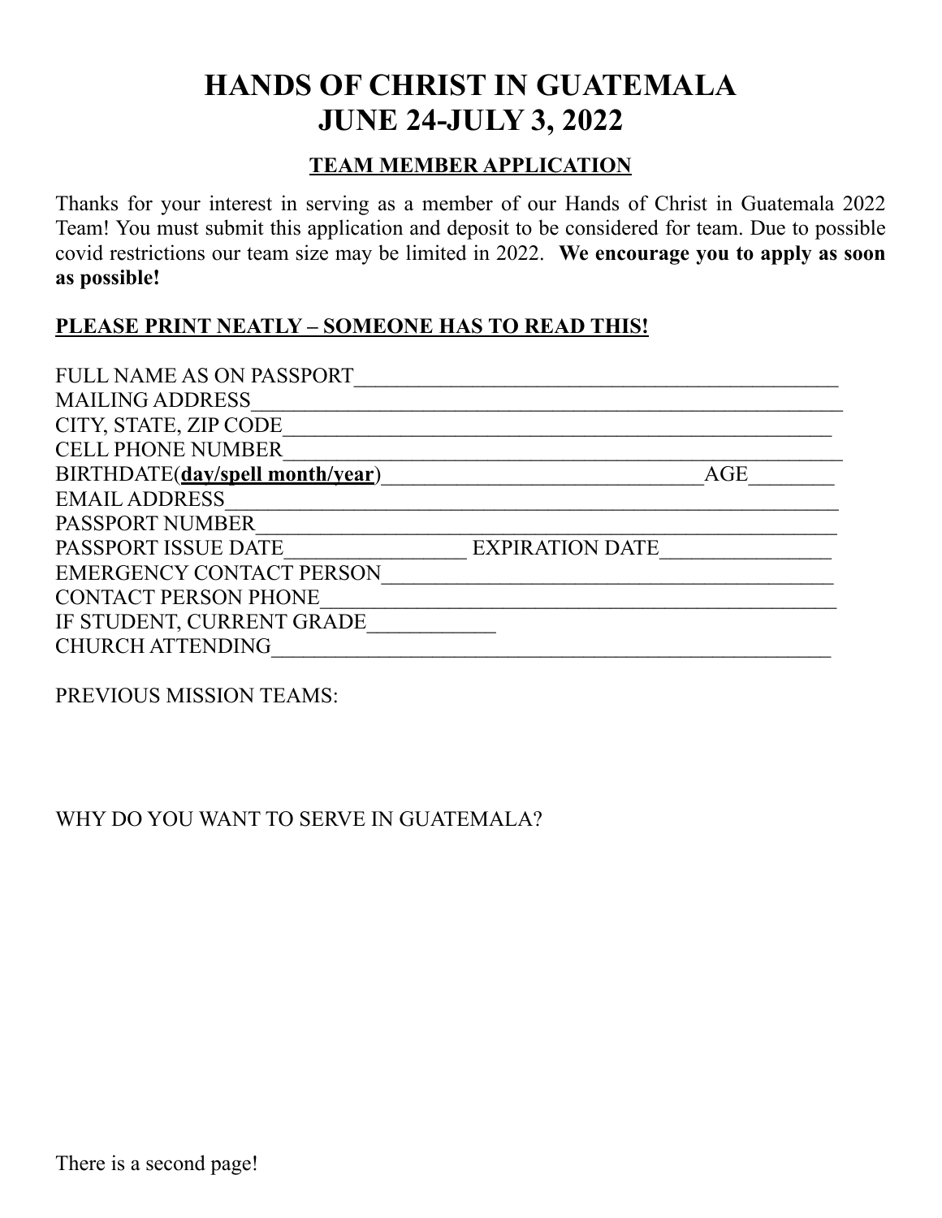# HANDS OF CHRIST IN GUATEMALA
# JUNE 24-JULY 3, 2022

## TEAM MEMBER APPLICATION

Thanks for your interest in serving as a member of our Hands of Christ in Guatemala 2022 Team! You must submit this application and deposit to be considered for team. Due to possible covid restrictions our team size may be limited in 2022. **We encourage you to apply as soon as possible!**

**PLEASE PRINT NEATLY – SOMEONE HAS TO READ THIS!**

FULL NAME AS ON PASSPORT_______________________________________________

MAILING ADDRESS________________________________________________________

CITY, STATE, ZIP CODE___________________________________________________

CELL PHONE NUMBER_____________________________________________________

BIRTHDATE(**day/spell month/year**)______________________________AGE________

EMAIL ADDRESS__________________________________________________________

PASSPORT NUMBER________________________________________________________

PASSPORT ISSUE DATE________________ EXPIRATION DATE________________

EMERGENCY CONTACT PERSON___________________________________________

CONTACT PERSON PHONE_________________________________________________

IF STUDENT, CURRENT GRADE____________

CHURCH ATTENDING______________________________________________________

PREVIOUS MISSION TEAMS:

WHY DO YOU WANT TO SERVE IN GUATEMALA?

There is a second page!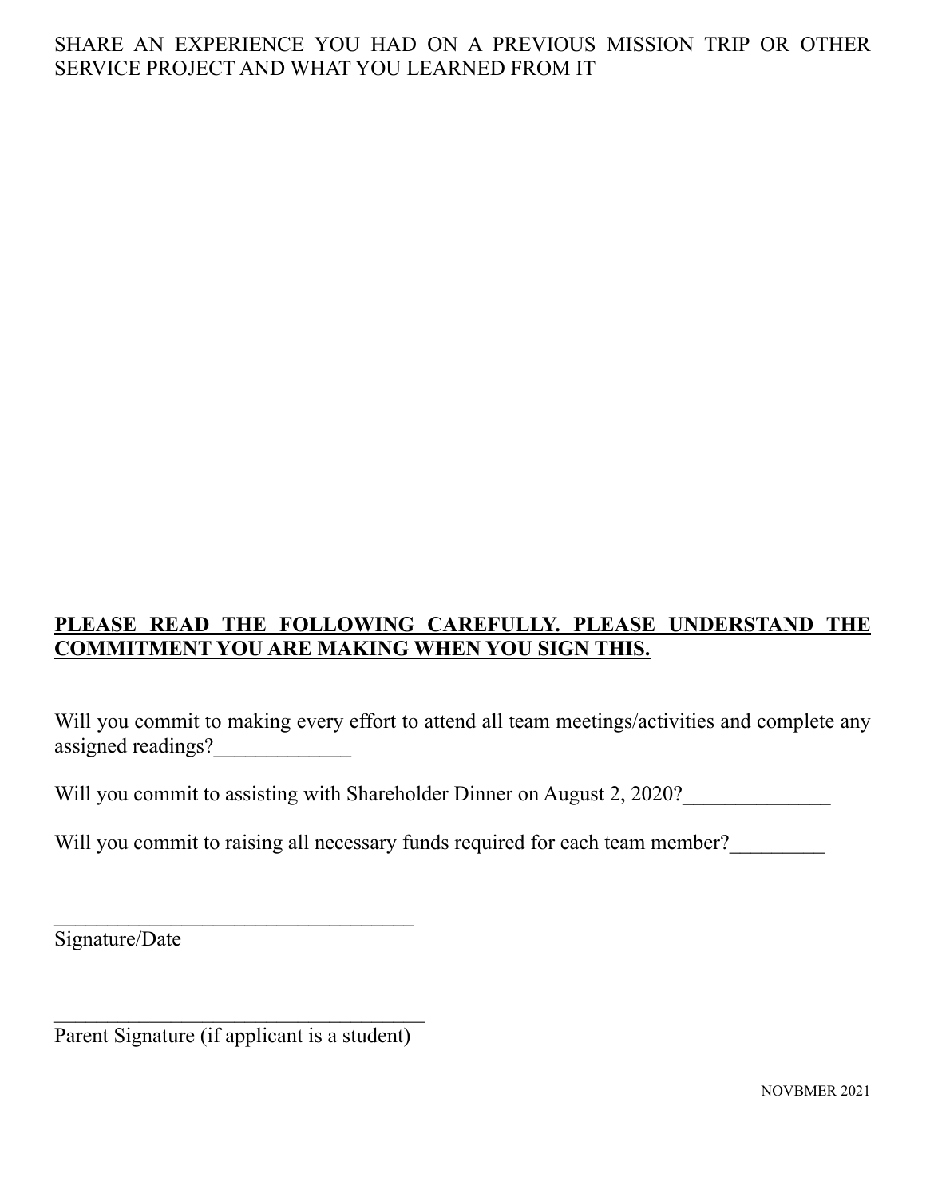SHARE AN EXPERIENCE YOU HAD ON A PREVIOUS MISSION TRIP OR OTHER SERVICE PROJECT AND WHAT YOU LEARNED FROM IT

**PLEASE READ THE FOLLOWING CAREFULLY. PLEASE UNDERSTAND THE COMMITMENT YOU ARE MAKING WHEN YOU SIGN THIS.**

Will you commit to making every effort to attend all team meetings/activities and complete any assigned readings?_____________

Will you commit to assisting with Shareholder Dinner on August 2, 2020?______________

Will you commit to raising all necessary funds required for each team member?_________

___________________________________
Signature/Date

____________________________________
Parent Signature (if applicant is a student)

NOVBMER 2021